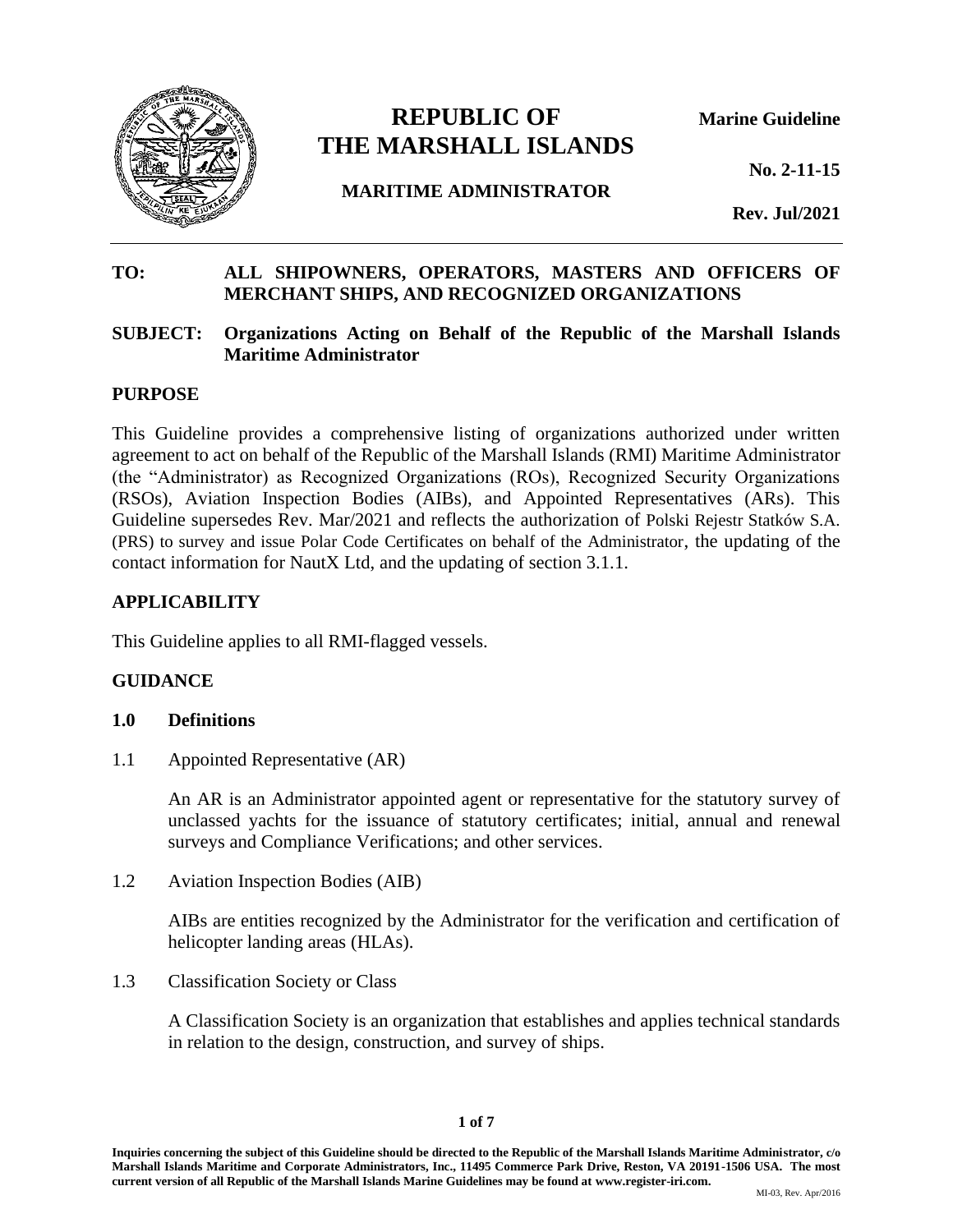# REPUBLIC OF THE MARSHALL ISLANDS

**MARITIME ADMINISTRATOR**

**Marine Guideline**

**No. 2-11-15**

**Rev. Jul/2021**

---

**TO:** **ALL SHIPOWNERS, OPERATORS, MASTERS AND OFFICERS OF MERCHANT SHIPS, AND RECOGNIZED ORGANIZATIONS**

**SUBJECT:** **Organizations Acting on Behalf of the Republic of the Marshall Islands Maritime Administrator**

## PURPOSE

This Guideline provides a comprehensive listing of organizations authorized under written agreement to act on behalf of the Republic of the Marshall Islands (RMI) Maritime Administrator (the "Administrator) as Recognized Organizations (ROs), Recognized Security Organizations (RSOs), Aviation Inspection Bodies (AIBs), and Appointed Representatives (ARs). This Guideline supersedes Rev. Mar/2021 and reflects the authorization of Polski Rejestr Statków S.A. (PRS) to survey and issue Polar Code Certificates on behalf of the Administrator, the updating of the contact information for NautX Ltd, and the updating of section 3.1.1.

## APPLICABILITY

This Guideline applies to all RMI-flagged vessels.

## GUIDANCE

### 1.0 Definitions

1.1 Appointed Representative (AR)

An AR is an Administrator appointed agent or representative for the statutory survey of unclassed yachts for the issuance of statutory certificates; initial, annual and renewal surveys and Compliance Verifications; and other services.

1.2 Aviation Inspection Bodies (AIB)

AIBs are entities recognized by the Administrator for the verification and certification of helicopter landing areas (HLAs).

1.3 Classification Society or Class

A Classification Society is an organization that establishes and applies technical standards in relation to the design, construction, and survey of ships.

Inquiries concerning the subject of this Guideline should be directed to the Republic of the Marshall Islands Maritime Administrator, c/o Marshall Islands Maritime and Corporate Administrators, Inc., 11495 Commerce Park Drive, Reston, VA 20191-1506 USA. The most current version of all Republic of the Marshall Islands Marine Guidelines may be found at www.register-iri.com.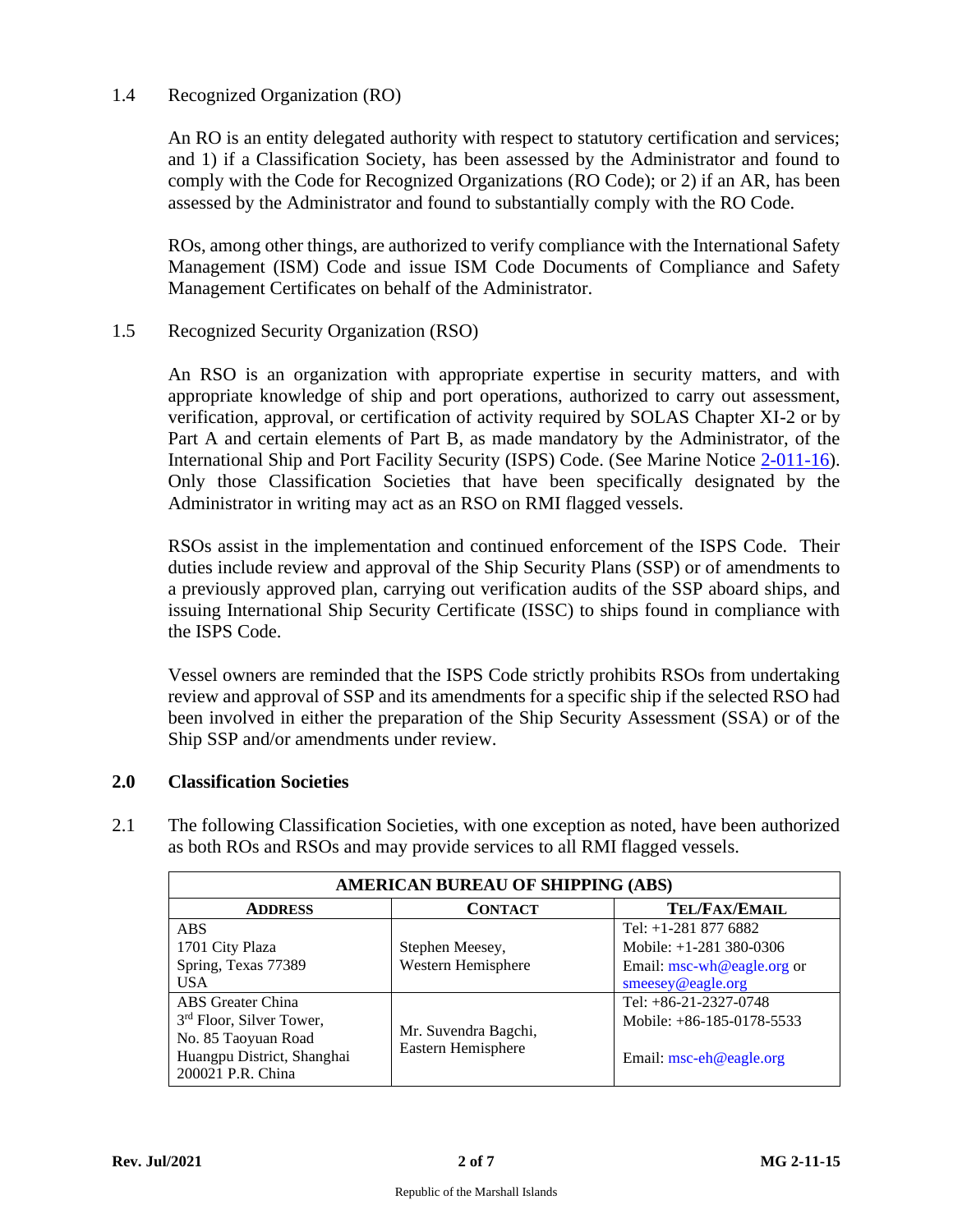1.4 Recognized Organization (RO)

An RO is an entity delegated authority with respect to statutory certification and services; and 1) if a Classification Society, has been assessed by the Administrator and found to comply with the Code for Recognized Organizations (RO Code); or 2) if an AR, has been assessed by the Administrator and found to substantially comply with the RO Code.

ROs, among other things, are authorized to verify compliance with the International Safety Management (ISM) Code and issue ISM Code Documents of Compliance and Safety Management Certificates on behalf of the Administrator.

1.5 Recognized Security Organization (RSO)

An RSO is an organization with appropriate expertise in security matters, and with appropriate knowledge of ship and port operations, authorized to carry out assessment, verification, approval, or certification of activity required by SOLAS Chapter XI-2 or by Part A and certain elements of Part B, as made mandatory by the Administrator, of the International Ship and Port Facility Security (ISPS) Code. (See Marine Notice 2-011-16). Only those Classification Societies that have been specifically designated by the Administrator in writing may act as an RSO on RMI flagged vessels.

RSOs assist in the implementation and continued enforcement of the ISPS Code. Their duties include review and approval of the Ship Security Plans (SSP) or of amendments to a previously approved plan, carrying out verification audits of the SSP aboard ships, and issuing International Ship Security Certificate (ISSC) to ships found in compliance with the ISPS Code.

Vessel owners are reminded that the ISPS Code strictly prohibits RSOs from undertaking review and approval of SSP and its amendments for a specific ship if the selected RSO had been involved in either the preparation of the Ship Security Assessment (SSA) or of the Ship SSP and/or amendments under review.

## 2.0 Classification Societies

2.1 The following Classification Societies, with one exception as noted, have been authorized as both ROs and RSOs and may provide services to all RMI flagged vessels.

| **AMERICAN BUREAU OF SHIPPING (ABS)** | | |
|---|---|---|
| **ADDRESS** | **CONTACT** | **TEL/FAX/EMAIL** |
| ABS<br>1701 City Plaza<br>Spring, Texas 77389<br>USA | Stephen Meesey,<br>Western Hemisphere | Tel: +1-281 877 6882<br>Mobile: +1-281 380-0306<br>Email: msc-wh@eagle.org or smeesey@eagle.org |
| ABS Greater China<br>3rd Floor, Silver Tower,<br>No. 85 Taoyuan Road<br>Huangpu District, Shanghai<br>200021 P.R. China | Mr. Suvendra Bagchi,<br>Eastern Hemisphere | Tel: +86-21-2327-0748<br>Mobile: +86-185-0178-5533<br><br>Email: msc-eh@eagle.org |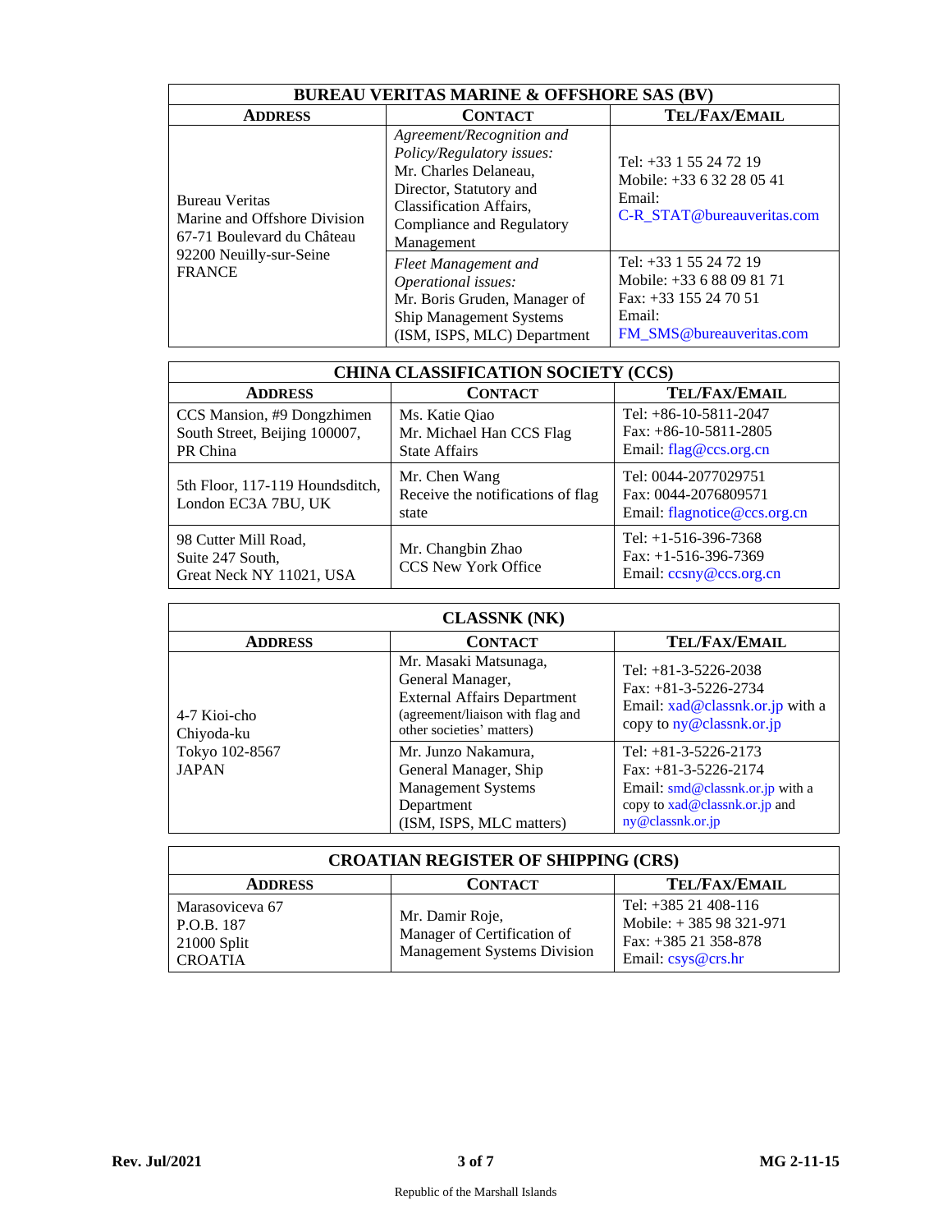| BUREAU VERITAS MARINE & OFFSHORE SAS (BV) | | |
|---|---|---|
| **ADDRESS** | **CONTACT** | **TEL/FAX/EMAIL** |
| Bureau Veritas<br>Marine and Offshore Division<br>67-71 Boulevard du Château<br>92200 Neuilly-sur-Seine<br>FRANCE | *Agreement/Recognition and Policy/Regulatory issues:*<br>Mr. Charles Delaneau, Director, Statutory and Classification Affairs, Compliance and Regulatory Management | Tel: +33 1 55 24 72 19<br>Mobile: +33 6 32 28 05 41<br>Email:<br>C-R_STAT@bureauveritas.com |
| | *Fleet Management and Operational issues:*<br>Mr. Boris Gruden, Manager of Ship Management Systems (ISM, ISPS, MLC) Department | Tel: +33 1 55 24 72 19<br>Mobile: +33 6 88 09 81 71<br>Fax: +33 155 24 70 51<br>Email:<br>FM_SMS@bureauveritas.com |

| CHINA CLASSIFICATION SOCIETY (CCS) | | |
|---|---|---|
| **ADDRESS** | **CONTACT** | **TEL/FAX/EMAIL** |
| CCS Mansion, #9 Dongzhimen South Street, Beijing 100007, PR China | Ms. Katie Qiao<br>Mr. Michael Han CCS Flag State Affairs | Tel: +86-10-5811-2047<br>Fax: +86-10-5811-2805<br>Email: flag@ccs.org.cn |
| 5th Floor, 117-119 Houndsditch, London EC3A 7BU, UK | Mr. Chen Wang<br>Receive the notifications of flag state | Tel: 0044-2077029751<br>Fax: 0044-2076809571<br>Email: flagnotice@ccs.org.cn |
| 98 Cutter Mill Road,<br>Suite 247 South,<br>Great Neck NY 11021, USA | Mr. Changbin Zhao<br>CCS New York Office | Tel: +1-516-396-7368<br>Fax: +1-516-396-7369<br>Email: ccsny@ccs.org.cn |

| CLASSNK (NK) | | |
|---|---|---|
| **ADDRESS** | **CONTACT** | **TEL/FAX/EMAIL** |
| 4-7 Kioi-cho<br>Chiyoda-ku<br>Tokyo 102-8567<br>JAPAN | Mr. Masaki Matsunaga, General Manager, External Affairs Department (agreement/liaison with flag and other societies' matters) | Tel: +81-3-5226-2038<br>Fax: +81-3-5226-2734<br>Email: xad@classnk.or.jp with a copy to ny@classnk.or.jp |
| | Mr. Junzo Nakamura, General Manager, Ship Management Systems Department<br>(ISM, ISPS, MLC matters) | Tel: +81-3-5226-2173<br>Fax: +81-3-5226-2174<br>Email: smd@classnk.or.jp with a copy to xad@classnk.or.jp and ny@classnk.or.jp |

| CROATIAN REGISTER OF SHIPPING (CRS) | | |
|---|---|---|
| **ADDRESS** | **CONTACT** | **TEL/FAX/EMAIL** |
| Marasoviceva 67<br>P.O.B. 187<br>21000 Split<br>CROATIA | Mr. Damir Roje,<br>Manager of Certification of Management Systems Division | Tel: +385 21 408-116<br>Mobile: + 385 98 321-971<br>Fax: +385 21 358-878<br>Email: csys@crs.hr |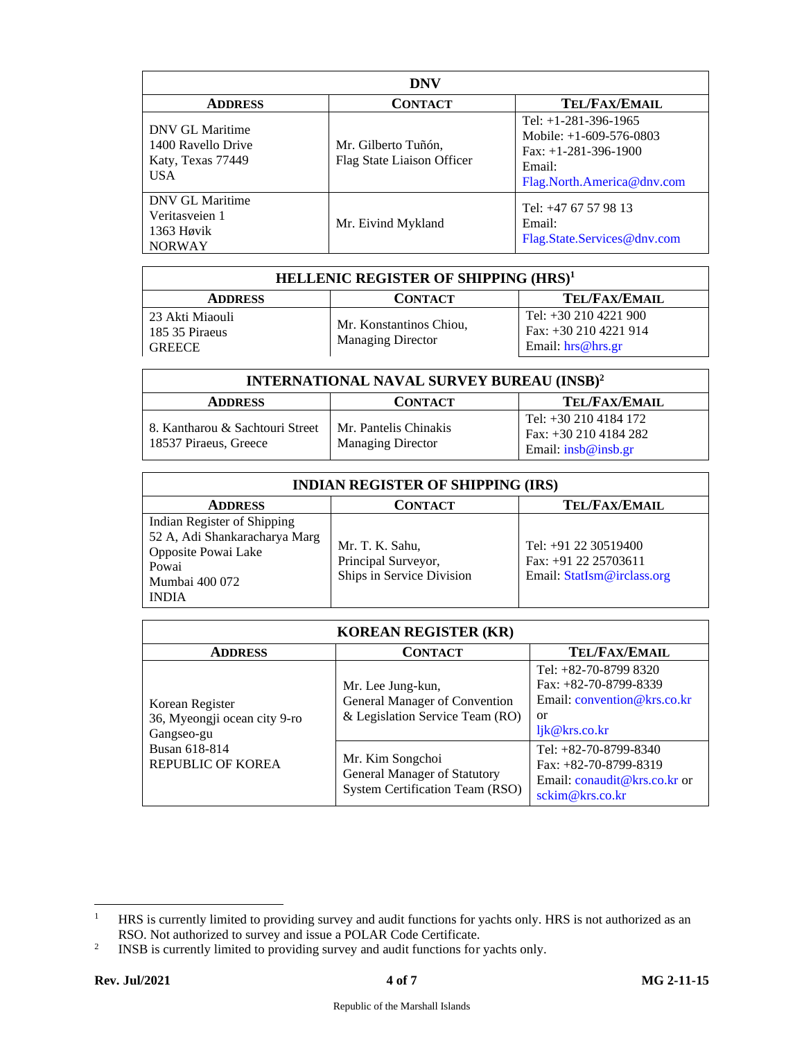| DNV | | |
|---|---|---|
| **ADDRESS** | **CONTACT** | **TEL/FAX/EMAIL** |
| DNV GL Maritime<br>1400 Ravello Drive<br>Katy, Texas 77449<br>USA | Mr. Gilberto Tuñón,<br>Flag State Liaison Officer | Tel: +1-281-396-1965<br>Mobile: +1-609-576-0803<br>Fax: +1-281-396-1900<br>Email:<br>Flag.North.America@dnv.com |
| DNV GL Maritime<br>Veritasveien 1<br>1363 Høvik<br>NORWAY | Mr. Eivind Mykland | Tel: +47 67 57 98 13<br>Email:<br>Flag.State.Services@dnv.com |

| HELLENIC REGISTER OF SHIPPING (HRS)[1] | | |
|---|---|---|
| **ADDRESS** | **CONTACT** | **TEL/FAX/EMAIL** |
| 23 Akti Miaouli<br>185 35 Piraeus<br>GREECE | Mr. Konstantinos Chiou,<br>Managing Director | Tel: +30 210 4221 900<br>Fax: +30 210 4221 914<br>Email: hrs@hrs.gr |

| INTERNATIONAL NAVAL SURVEY BUREAU (INSB)[2] | | |
|---|---|---|
| **ADDRESS** | **CONTACT** | **TEL/FAX/EMAIL** |
| 8. Kantharou & Sachtouri Street<br>18537 Piraeus, Greece | Mr. Pantelis Chinakis<br>Managing Director | Tel: +30 210 4184 172<br>Fax: +30 210 4184 282<br>Email: insb@insb.gr |

| INDIAN REGISTER OF SHIPPING (IRS) | | |
|---|---|---|
| **ADDRESS** | **CONTACT** | **TEL/FAX/EMAIL** |
| Indian Register of Shipping<br>52 A, Adi Shankaracharya Marg<br>Opposite Powai Lake<br>Powai<br>Mumbai 400 072<br>INDIA | Mr. T. K. Sahu,<br>Principal Surveyor,<br>Ships in Service Division | Tel: +91 22 30519400<br>Fax: +91 22 25703611<br>Email: StatIsm@irclass.org |

| KOREAN REGISTER (KR) | | |
|---|---|---|
| **ADDRESS** | **CONTACT** | **TEL/FAX/EMAIL** |
| Korean Register<br>36, Myeongji ocean city 9-ro<br>Gangseo-gu<br>Busan 618-814<br>REPUBLIC OF KOREA | Mr. Lee Jung-kun,<br>General Manager of Convention & Legislation Service Team (RO) | Tel: +82-70-8799 8320<br>Fax: +82-70-8799-8339<br>Email: convention@krs.co.kr or<br>ljk@krs.co.kr |
| | Mr. Kim Songchoi<br>General Manager of Statutory System Certification Team (RSO) | Tel: +82-70-8799-8340<br>Fax: +82-70-8799-8319<br>Email: conaudit@krs.co.kr or<br>sckim@krs.co.kr |

[1] HRS is currently limited to providing survey and audit functions for yachts only. HRS is not authorized as an RSO. Not authorized to survey and issue a POLAR Code Certificate.

[2] INSB is currently limited to providing survey and audit functions for yachts only.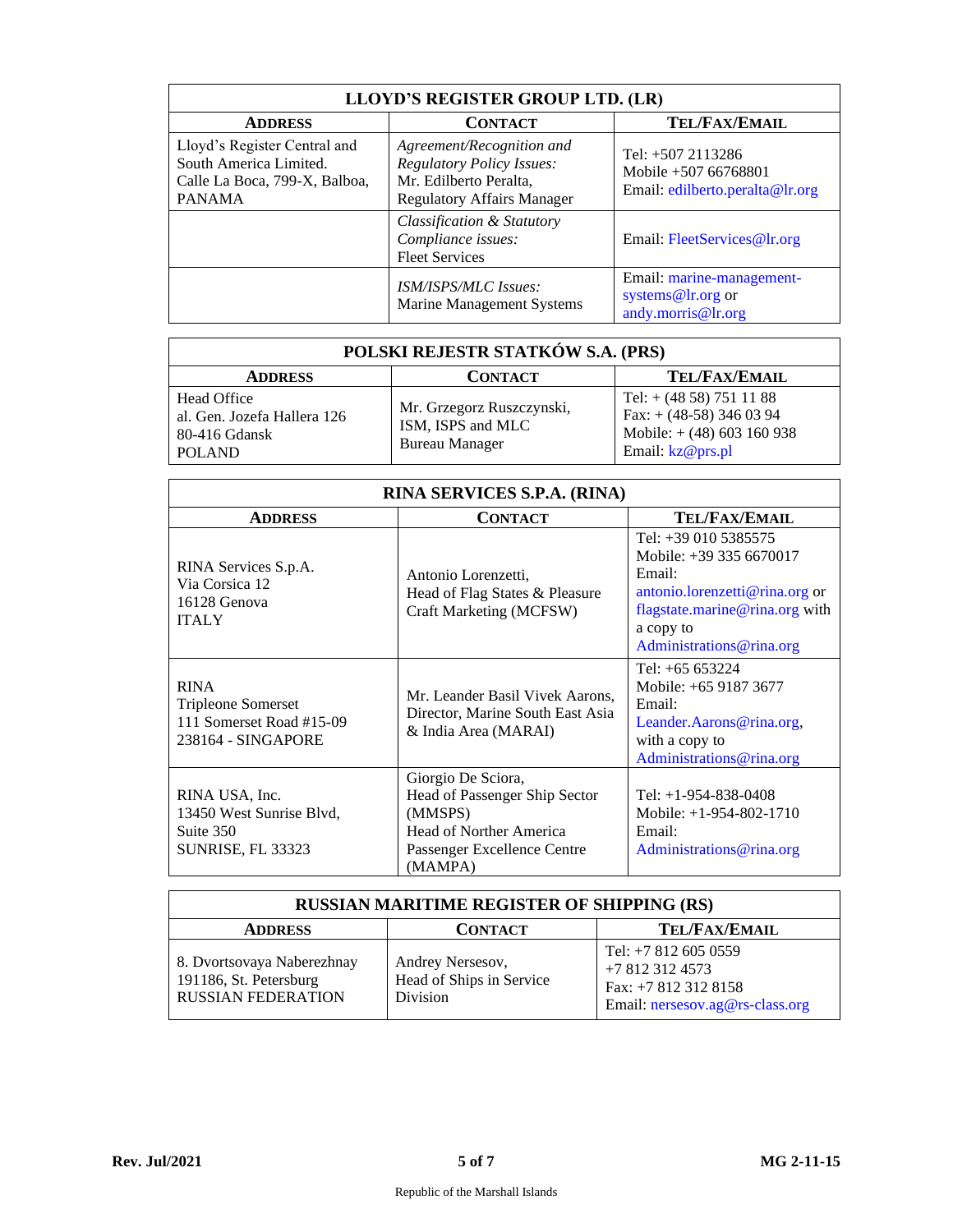| LLOYD'S REGISTER GROUP LTD. (LR) | | |
|---|---|---|
| **ADDRESS** | **CONTACT** | **TEL/FAX/EMAIL** |
| Lloyd's Register Central and South America Limited. Calle La Boca, 799-X, Balboa, PANAMA | *Agreement/Recognition and Regulatory Policy Issues:* Mr. Edilberto Peralta, Regulatory Affairs Manager | Tel: +507 2113286 Mobile +507 66768801 Email: edilberto.peralta@lr.org |
| | *Classification & Statutory Compliance issues:* Fleet Services | Email: FleetServices@lr.org |
| | *ISM/ISPS/MLC Issues:* Marine Management Systems | Email: marine-management-systems@lr.org or andy.morris@lr.org |

| POLSKI REJESTR STATKÓW S.A. (PRS) | | |
|---|---|---|
| **ADDRESS** | **CONTACT** | **TEL/FAX/EMAIL** |
| Head Office al. Gen. Jozefa Hallera 126 80-416 Gdansk POLAND | Mr. Grzegorz Ruszczynski, ISM, ISPS and MLC Bureau Manager | Tel: + (48 58) 751 11 88 Fax: + (48-58) 346 03 94 Mobile: + (48) 603 160 938 Email: kz@prs.pl |

| RINA SERVICES S.P.A. (RINA) | | |
|---|---|---|
| **ADDRESS** | **CONTACT** | **TEL/FAX/EMAIL** |
| RINA Services S.p.A. Via Corsica 12 16128 Genova ITALY | Antonio Lorenzetti, Head of Flag States & Pleasure Craft Marketing (MCFSW) | Tel: +39 010 5385575 Mobile: +39 335 6670017 Email: antonio.lorenzetti@rina.org or flagstate.marine@rina.org with a copy to Administrations@rina.org |
| RINA Tripleone Somerset 111 Somerset Road #15-09 238164 - SINGAPORE | Mr. Leander Basil Vivek Aarons, Director, Marine South East Asia & India Area (MARAI) | Tel: +65 653224 Mobile: +65 9187 3677 Email: Leander.Aarons@rina.org, with a copy to Administrations@rina.org |
| RINA USA, Inc. 13450 West Sunrise Blvd, Suite 350 SUNRISE, FL 33323 | Giorgio De Sciora, Head of Passenger Ship Sector (MMSPS) Head of Norther America Passenger Excellence Centre (MAMPA) | Tel: +1-954-838-0408 Mobile: +1-954-802-1710 Email: Administrations@rina.org |

| RUSSIAN MARITIME REGISTER OF SHIPPING (RS) | | |
|---|---|---|
| **ADDRESS** | **CONTACT** | **TEL/FAX/EMAIL** |
| 8. Dvortsovaya Naberezhnay 191186, St. Petersburg RUSSIAN FEDERATION | Andrey Nersesov, Head of Ships in Service Division | Tel: +7 812 605 0559 +7 812 312 4573 Fax: +7 812 312 8158 Email: nersesov.ag@rs-class.org |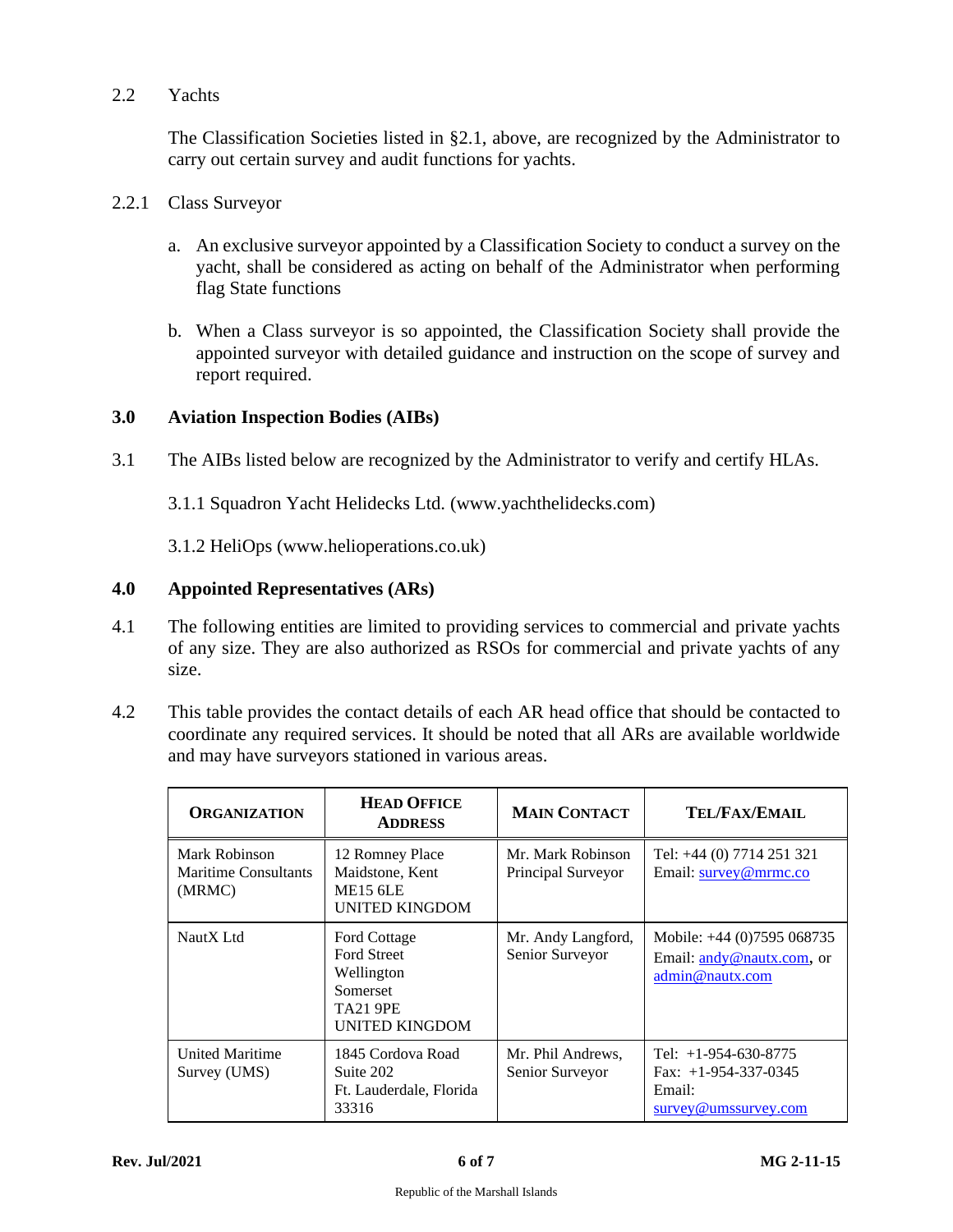### 2.2 Yachts

The Classification Societies listed in §2.1, above, are recognized by the Administrator to carry out certain survey and audit functions for yachts.

#### 2.2.1 Class Surveyor

a. An exclusive surveyor appointed by a Classification Society to conduct a survey on the yacht, shall be considered as acting on behalf of the Administrator when performing flag State functions

b. When a Class surveyor is so appointed, the Classification Society shall provide the appointed surveyor with detailed guidance and instruction on the scope of survey and report required.

## 3.0 Aviation Inspection Bodies (AIBs)

3.1 The AIBs listed below are recognized by the Administrator to verify and certify HLAs.

3.1.1 Squadron Yacht Helidecks Ltd. (www.yachthelidecks.com)

3.1.2 HeliOps (www.helioperations.co.uk)

## 4.0 Appointed Representatives (ARs)

4.1 The following entities are limited to providing services to commercial and private yachts of any size. They are also authorized as RSOs for commercial and private yachts of any size.

4.2 This table provides the contact details of each AR head office that should be contacted to coordinate any required services. It should be noted that all ARs are available worldwide and may have surveyors stationed in various areas.

| ORGANIZATION | HEAD OFFICE ADDRESS | MAIN CONTACT | TEL/FAX/EMAIL |
|---|---|---|---|
| Mark Robinson Maritime Consultants (MRMC) | 12 Romney Place<br>Maidstone, Kent<br>ME15 6LE<br>UNITED KINGDOM | Mr. Mark Robinson<br>Principal Surveyor | Tel: +44 (0) 7714 251 321<br>Email: survey@mrmc.co |
| NautX Ltd | Ford Cottage<br>Ford Street<br>Wellington<br>Somerset<br>TA21 9PE<br>UNITED KINGDOM | Mr. Andy Langford,<br>Senior Surveyor | Mobile: +44 (0)7595 068735<br>Email: andy@nautx.com, or admin@nautx.com |
| United Maritime Survey (UMS) | 1845 Cordova Road<br>Suite 202<br>Ft. Lauderdale, Florida<br>33316 | Mr. Phil Andrews,<br>Senior Surveyor | Tel: +1-954-630-8775<br>Fax: +1-954-337-0345<br>Email: survey@umssurvey.com |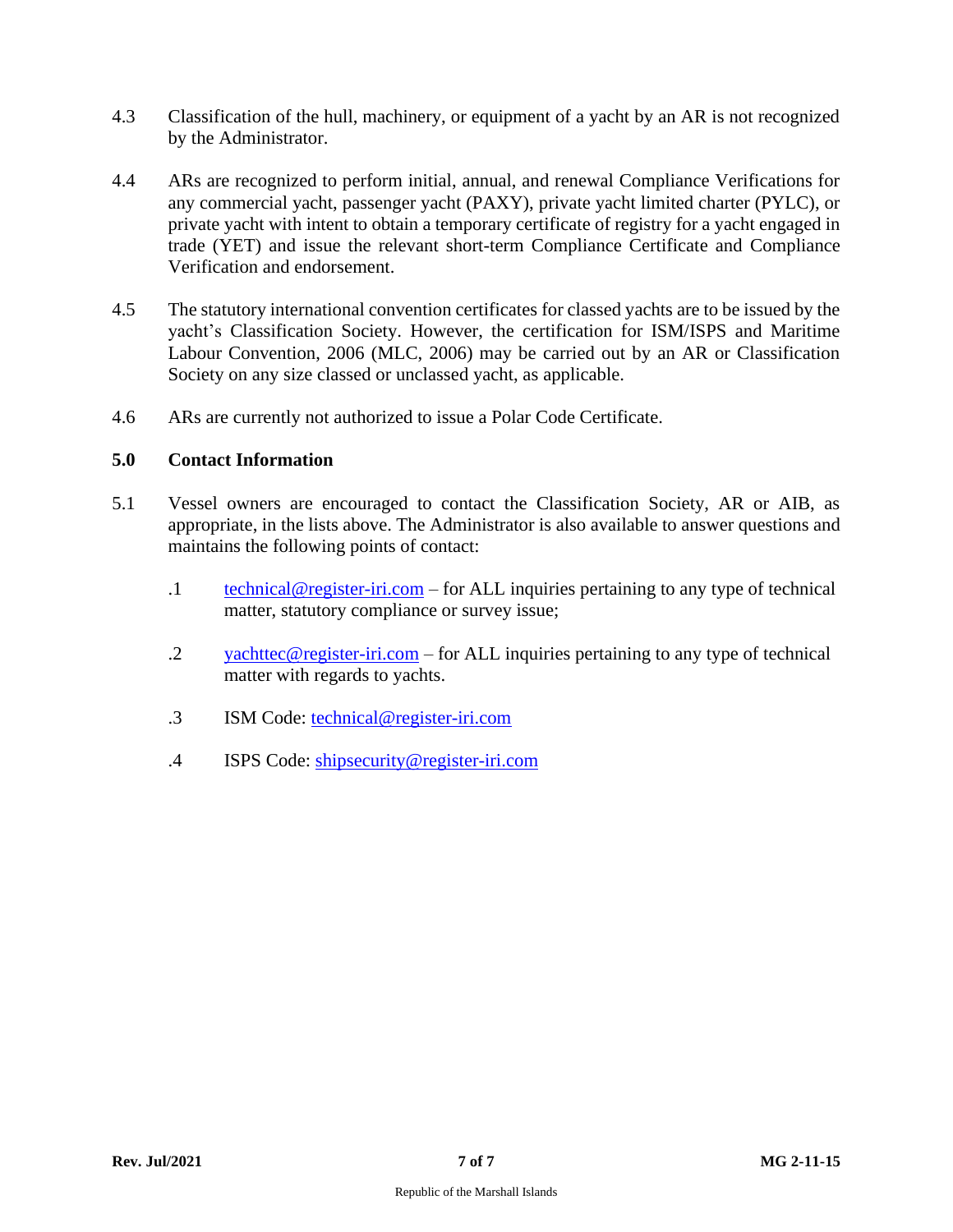4.3 Classification of the hull, machinery, or equipment of a yacht by an AR is not recognized by the Administrator.

4.4 ARs are recognized to perform initial, annual, and renewal Compliance Verifications for any commercial yacht, passenger yacht (PAXY), private yacht limited charter (PYLC), or private yacht with intent to obtain a temporary certificate of registry for a yacht engaged in trade (YET) and issue the relevant short-term Compliance Certificate and Compliance Verification and endorsement.

4.5 The statutory international convention certificates for classed yachts are to be issued by the yacht's Classification Society. However, the certification for ISM/ISPS and Maritime Labour Convention, 2006 (MLC, 2006) may be carried out by an AR or Classification Society on any size classed or unclassed yacht, as applicable.

4.6 ARs are currently not authorized to issue a Polar Code Certificate.

## 5.0 Contact Information

5.1 Vessel owners are encouraged to contact the Classification Society, AR or AIB, as appropriate, in the lists above. The Administrator is also available to answer questions and maintains the following points of contact:

.1 technical@register-iri.com – for ALL inquiries pertaining to any type of technical matter, statutory compliance or survey issue;

.2 yachttec@register-iri.com – for ALL inquiries pertaining to any type of technical matter with regards to yachts.

.3 ISM Code: technical@register-iri.com

.4 ISPS Code: shipsecurity@register-iri.com